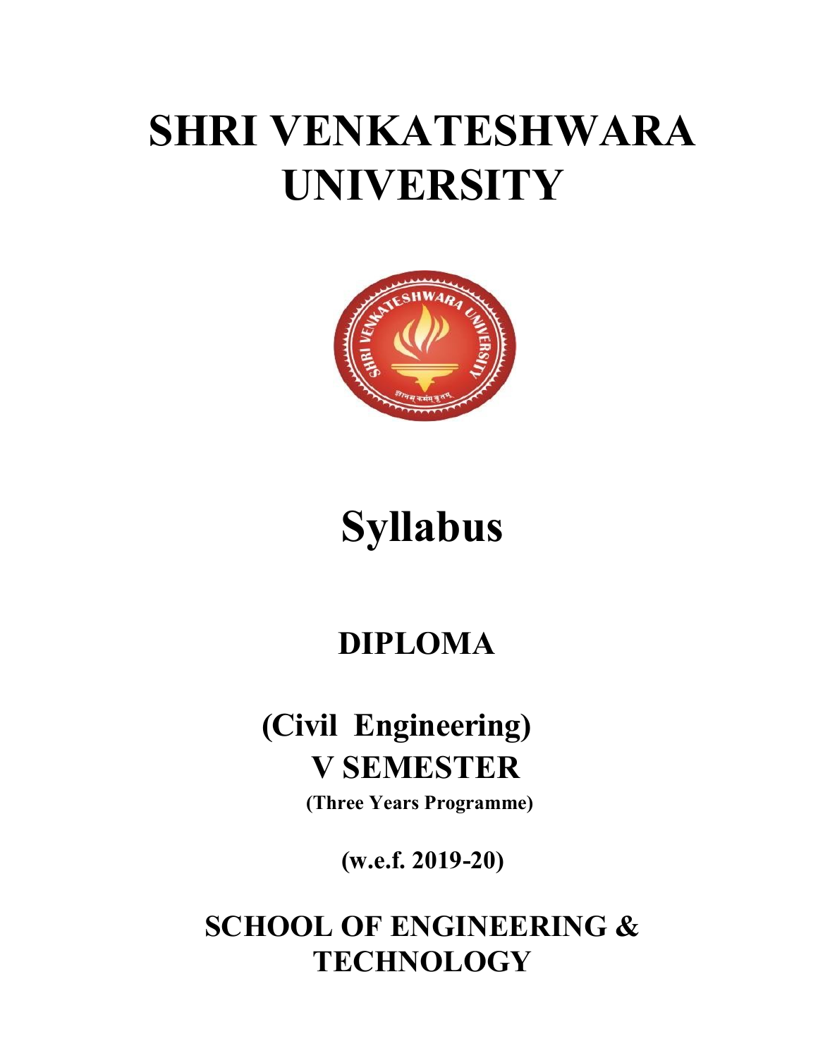# SHRI VENKATESHWARA UNIVERSITY

# Syllabus

## DIPLOMA

## (Civil Engineering)

## V SEMESTER

**(Three Years Programme)**

**(w.e.f. 2019-20)**

## SCHOOL OF ENGINEERING & TECHNOLOGY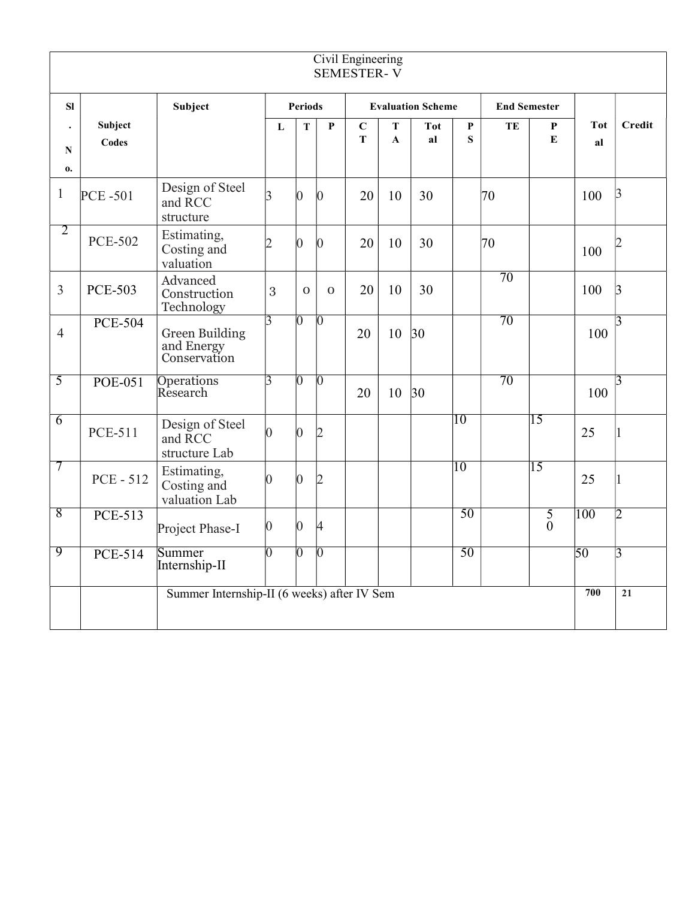# Civil Engineering
## SEMESTER- V

| Sl. No. | Subject Codes | Subject | Periods | | | Evaluation Scheme | | | | End Semester | | Total | Credit |
|---|---|---|---|---|---|---|---|---|---|---|---|---|---|
| | | | L | T | P | CT | TA | Total | PS | TE | PE | | |
| 1 | PCE -501 | Design of Steel and RCC structure | 3 | 0 | 0 | 20 | 10 | 30 | | 70 | | 100 | 3 |
| 2 | PCE-502 | Estimating, Costing and valuation | 2 | 0 | 0 | 20 | 10 | 30 | | 70 | | 100 | 2 |
| 3 | PCE-503 | Advanced Construction Technology | 3 | o | o | 20 | 10 | 30 | | 70 | | 100 | 3 |
| 4 | PCE-504 | Green Building and Energy Conservation | 3 | 0 | 0 | 20 | 10 | 30 | | 70 | | 100 | 3 |
| 5 | POE-051 | Operations Research | 3 | 0 | 0 | 20 | 10 | 30 | | 70 | | 100 | 3 |
| 6 | PCE-511 | Design of Steel and RCC structure Lab | 0 | 0 | 2 | | | | 10 | | 15 | 25 | 1 |
| 7 | PCE - 512 | Estimating, Costing and valuation Lab | 0 | 0 | 2 | | | | 10 | | 15 | 25 | 1 |
| 8 | PCE-513 | Project Phase-I | 0 | 0 | 4 | | | | 50 | | 50 | 100 | 2 |
| 9 | PCE-514 | Summer Internship-II | 0 | 0 | 0 | | | | 50 | | | 50 | 3 |
| | | Summer Internship-II (6 weeks) after IV Sem | | | | | | | | | | 700 | 21 |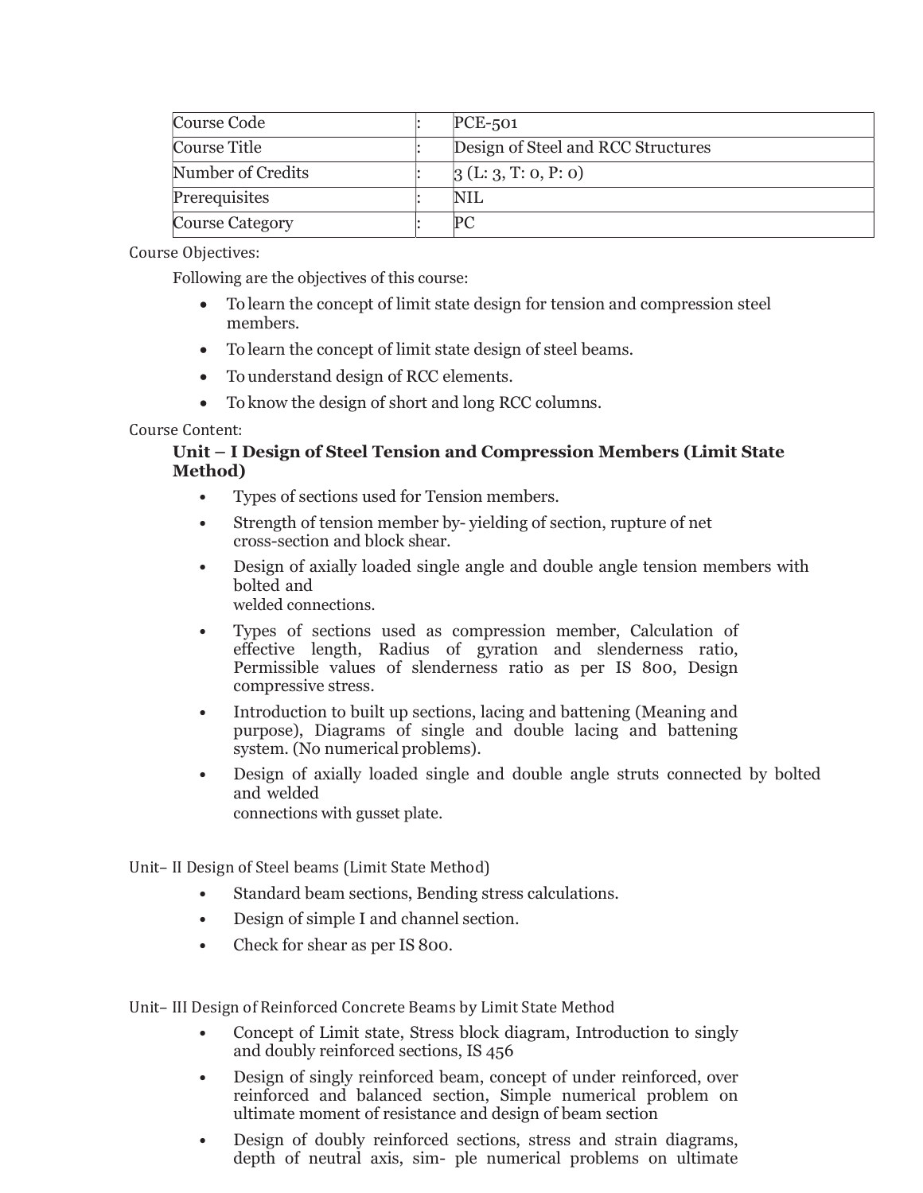| Course Code | : | PCE-501 |
|---|---|---|
| Course Title | : | Design of Steel and RCC Structures |
| Number of Credits | : | 3 (L: 3, T: 0, P: 0) |
| Prerequisites | : | NIL |
| Course Category | : | PC |

Course Objectives:

Following are the objectives of this course:

- To learn the concept of limit state design for tension and compression steel members.
- To learn the concept of limit state design of steel beams.
- To understand design of RCC elements.
- To know the design of short and long RCC columns.

Course Content:

**Unit – I Design of Steel Tension and Compression Members (Limit State Method)**

- Types of sections used for Tension members.
- Strength of tension member by- yielding of section, rupture of net cross-section and block shear.
- Design of axially loaded single angle and double angle tension members with bolted and welded connections.
- Types of sections used as compression member, Calculation of effective length, Radius of gyration and slenderness ratio, Permissible values of slenderness ratio as per IS 800, Design compressive stress.
- Introduction to built up sections, lacing and battening (Meaning and purpose), Diagrams of single and double lacing and battening system. (No numerical problems).
- Design of axially loaded single and double angle struts connected by bolted and welded connections with gusset plate.

Unit– II Design of Steel beams (Limit State Method)

- Standard beam sections, Bending stress calculations.
- Design of simple I and channel section.
- Check for shear as per IS 800.

Unit– III Design of Reinforced Concrete Beams by Limit State Method

- Concept of Limit state, Stress block diagram, Introduction to singly and doubly reinforced sections, IS 456
- Design of singly reinforced beam, concept of under reinforced, over reinforced and balanced section, Simple numerical problem on ultimate moment of resistance and design of beam section
- Design of doubly reinforced sections, stress and strain diagrams, depth of neutral axis, sim- ple numerical problems on ultimate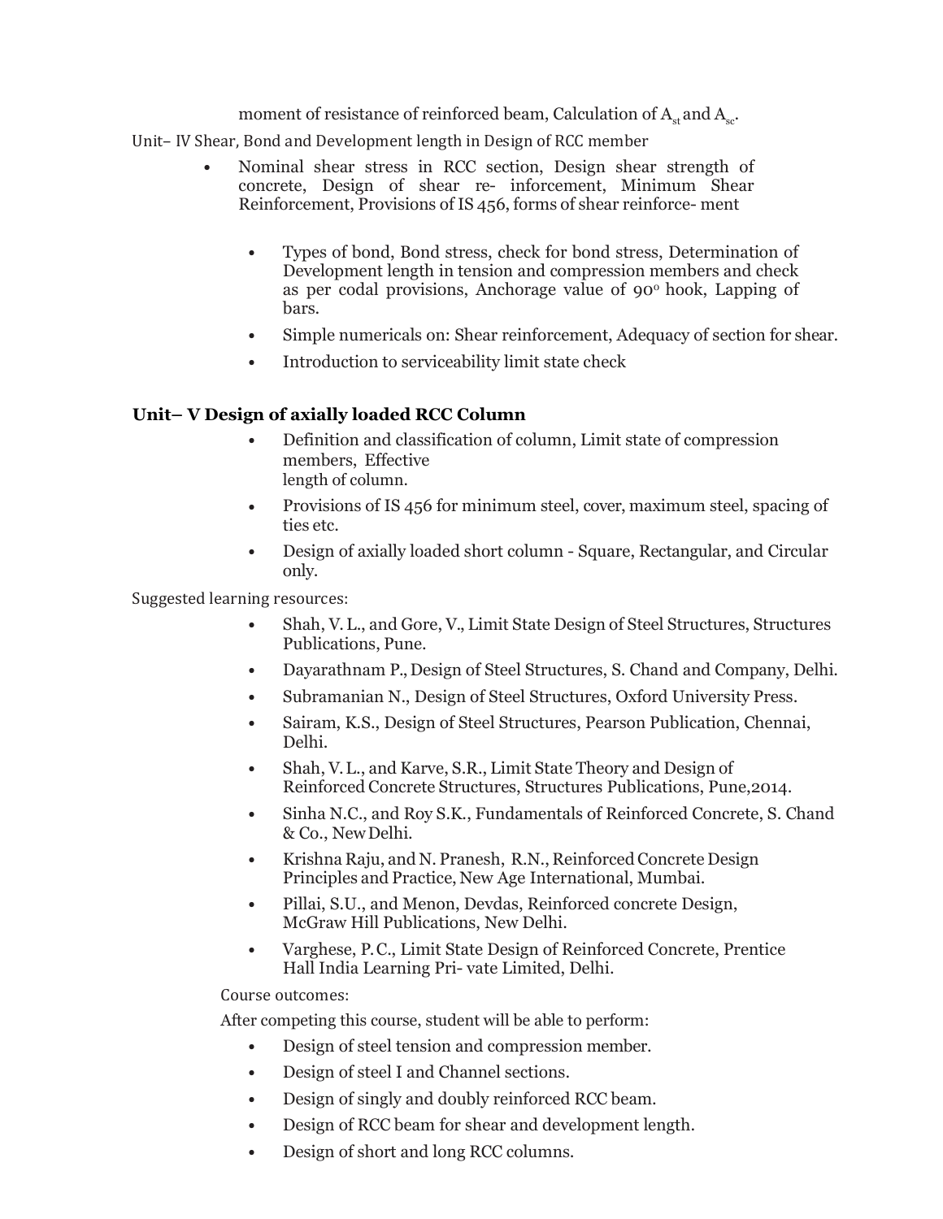moment of resistance of reinforced beam, Calculation of $A_{st}$ and $A_{sc}$.

Unit– IV Shear, Bond and Development length in Design of RCC member

- Nominal shear stress in RCC section, Design shear strength of concrete, Design of shear re- inforcement, Minimum Shear Reinforcement, Provisions of IS 456, forms of shear reinforce- ment
- Types of bond, Bond stress, check for bond stress, Determination of Development length in tension and compression members and check as per codal provisions, Anchorage value of $90^o$ hook, Lapping of bars.
- Simple numericals on: Shear reinforcement, Adequacy of section for shear.
- Introduction to serviceability limit state check

**Unit– V Design of axially loaded RCC Column**

- Definition and classification of column, Limit state of compression members, Effective length of column.
- Provisions of IS 456 for minimum steel, cover, maximum steel, spacing of ties etc.
- Design of axially loaded short column - Square, Rectangular, and Circular only.

Suggested learning resources:

- Shah, V. L., and Gore, V., Limit State Design of Steel Structures, Structures Publications, Pune.
- Dayarathnam P., Design of Steel Structures, S. Chand and Company, Delhi.
- Subramanian N., Design of Steel Structures, Oxford University Press.
- Sairam, K.S., Design of Steel Structures, Pearson Publication, Chennai, Delhi.
- Shah, V. L., and Karve, S.R., Limit State Theory and Design of Reinforced Concrete Structures, Structures Publications, Pune,2014.
- Sinha N.C., and Roy S.K., Fundamentals of Reinforced Concrete, S. Chand & Co., New Delhi.
- Krishna Raju, and N. Pranesh, R.N., Reinforced Concrete Design Principles and Practice, New Age International, Mumbai.
- Pillai, S.U., and Menon, Devdas, Reinforced concrete Design, McGraw Hill Publications, New Delhi.
- Varghese, P.C., Limit State Design of Reinforced Concrete, Prentice Hall India Learning Pri- vate Limited, Delhi.

Course outcomes:

After competing this course, student will be able to perform:

- Design of steel tension and compression member.
- Design of steel I and Channel sections.
- Design of singly and doubly reinforced RCC beam.
- Design of RCC beam for shear and development length.
- Design of short and long RCC columns.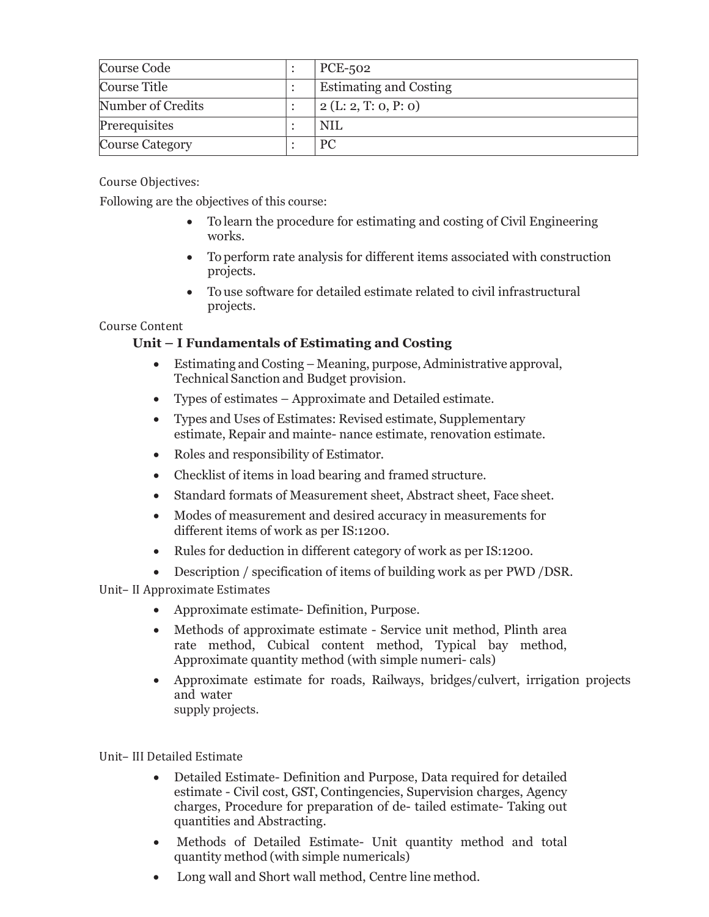| Course Code | : | PCE-502 |
|---|---|---|
| Course Title | : | Estimating and Costing |
| Number of Credits | : | 2 (L: 2, T: 0, P: 0) |
| Prerequisites | : | NIL |
| Course Category | : | PC |

Course Objectives:

Following are the objectives of this course:

- To learn the procedure for estimating and costing of Civil Engineering works.
- To perform rate analysis for different items associated with construction projects.
- To use software for detailed estimate related to civil infrastructural projects.

Course Content

**Unit – I Fundamentals of Estimating and Costing**

- Estimating and Costing – Meaning, purpose, Administrative approval, Technical Sanction and Budget provision.
- Types of estimates – Approximate and Detailed estimate.
- Types and Uses of Estimates: Revised estimate, Supplementary estimate, Repair and mainte- nance estimate, renovation estimate.
- Roles and responsibility of Estimator.
- Checklist of items in load bearing and framed structure.
- Standard formats of Measurement sheet, Abstract sheet, Face sheet.
- Modes of measurement and desired accuracy in measurements for different items of work as per IS:1200.
- Rules for deduction in different category of work as per IS:1200.
- Description / specification of items of building work as per PWD /DSR.

Unit– II Approximate Estimates

- Approximate estimate- Definition, Purpose.
- Methods of approximate estimate - Service unit method, Plinth area rate method, Cubical content method, Typical bay method, Approximate quantity method (with simple numeri- cals)
- Approximate estimate for roads, Railways, bridges/culvert, irrigation projects and water supply projects.

Unit– III Detailed Estimate

- Detailed Estimate- Definition and Purpose, Data required for detailed estimate - Civil cost, GST, Contingencies, Supervision charges, Agency charges, Procedure for preparation of de- tailed estimate- Taking out quantities and Abstracting.
- Methods of Detailed Estimate- Unit quantity method and total quantity method (with simple numericals)
- Long wall and Short wall method, Centre line method.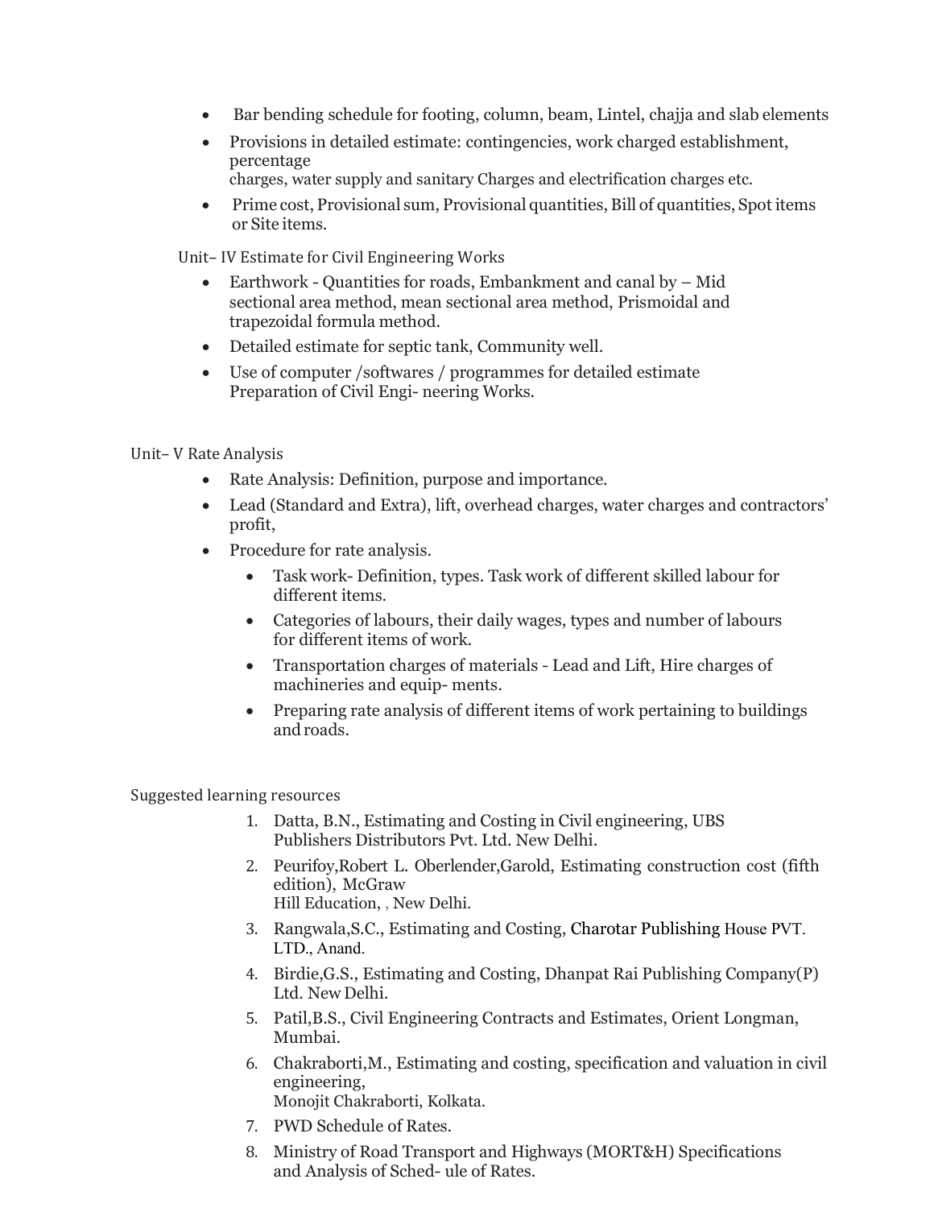- Bar bending schedule for footing, column, beam, Lintel, chajja and slab elements
- Provisions in detailed estimate: contingencies, work charged establishment, percentage charges, water supply and sanitary Charges and electrification charges etc.
- Prime cost, Provisional sum, Provisional quantities, Bill of quantities, Spot items or Site items.

### Unit– IV Estimate for Civil Engineering Works

- Earthwork - Quantities for roads, Embankment and canal by – Mid sectional area method, mean sectional area method, Prismoidal and trapezoidal formula method.
- Detailed estimate for septic tank, Community well.
- Use of computer /softwares / programmes for detailed estimate Preparation of Civil Engi- neering Works.

### Unit– V Rate Analysis

- Rate Analysis: Definition, purpose and importance.
- Lead (Standard and Extra), lift, overhead charges, water charges and contractors' profit,
- Procedure for rate analysis.
  - Task work- Definition, types. Task work of different skilled labour for different items.
  - Categories of labours, their daily wages, types and number of labours for different items of work.
  - Transportation charges of materials - Lead and Lift, Hire charges of machineries and equip- ments.
  - Preparing rate analysis of different items of work pertaining to buildings and roads.

### Suggested learning resources

1. Datta, B.N., Estimating and Costing in Civil engineering, UBS Publishers Distributors Pvt. Ltd. New Delhi.
2. Peurifoy,Robert L. Oberlender,Garold, Estimating construction cost (fifth edition), McGraw Hill Education, , New Delhi.
3. Rangwala,S.C., Estimating and Costing, Charotar Publishing House PVT. LTD., Anand.
4. Birdie,G.S., Estimating and Costing, Dhanpat Rai Publishing Company(P) Ltd. New Delhi.
5. Patil,B.S., Civil Engineering Contracts and Estimates, Orient Longman, Mumbai.
6. Chakraborti,M., Estimating and costing, specification and valuation in civil engineering, Monojit Chakraborti, Kolkata.
7. PWD Schedule of Rates.
8. Ministry of Road Transport and Highways (MORT&H) Specifications and Analysis of Sched- ule of Rates.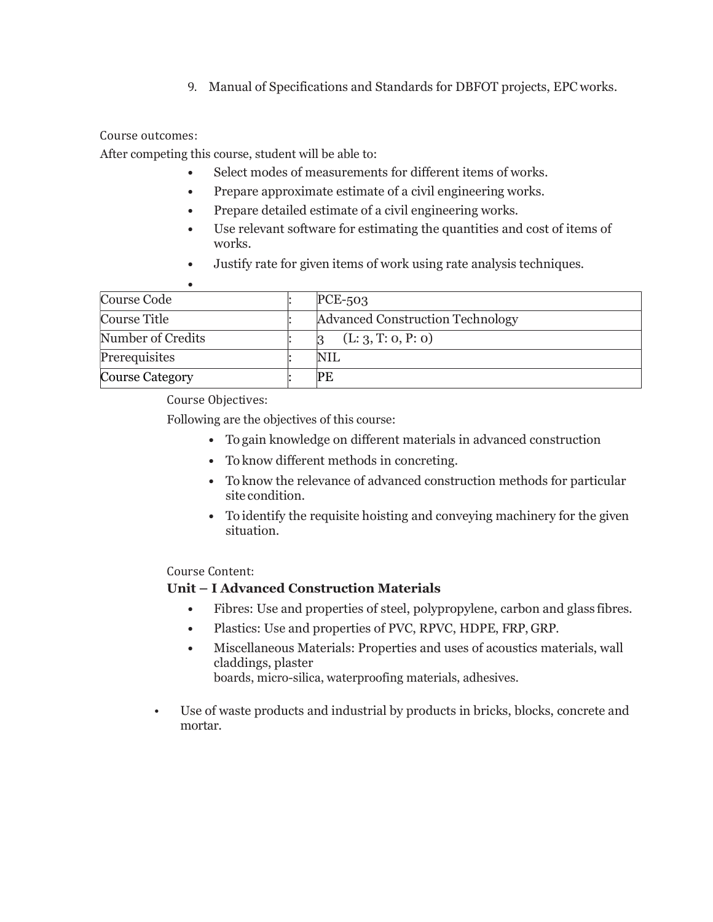9. Manual of Specifications and Standards for DBFOT projects, EPC works.

Course outcomes:

After competing this course, student will be able to:

- Select modes of measurements for different items of works.
- Prepare approximate estimate of a civil engineering works.
- Prepare detailed estimate of a civil engineering works.
- Use relevant software for estimating the quantities and cost of items of works.
- Justify rate for given items of work using rate analysis techniques.
-

| | | |
|---|---|---|
| Course Code | : | PCE-503 |
| Course Title | : | Advanced Construction Technology |
| Number of Credits | : | 3 (L: 3, T: 0, P: 0) |
| Prerequisites | : | NIL |
| Course Category | : | PE |

Course Objectives:

Following are the objectives of this course:

- To gain knowledge on different materials in advanced construction
- To know different methods in concreting.
- To know the relevance of advanced construction methods for particular site condition.
- To identify the requisite hoisting and conveying machinery for the given situation.

Course Content:

**Unit – I Advanced Construction Materials**

- Fibres: Use and properties of steel, polypropylene, carbon and glass fibres.
- Plastics: Use and properties of PVC, RPVC, HDPE, FRP, GRP.
- Miscellaneous Materials: Properties and uses of acoustics materials, wall claddings, plaster boards, micro-silica, waterproofing materials, adhesives.

- Use of waste products and industrial by products in bricks, blocks, concrete and mortar.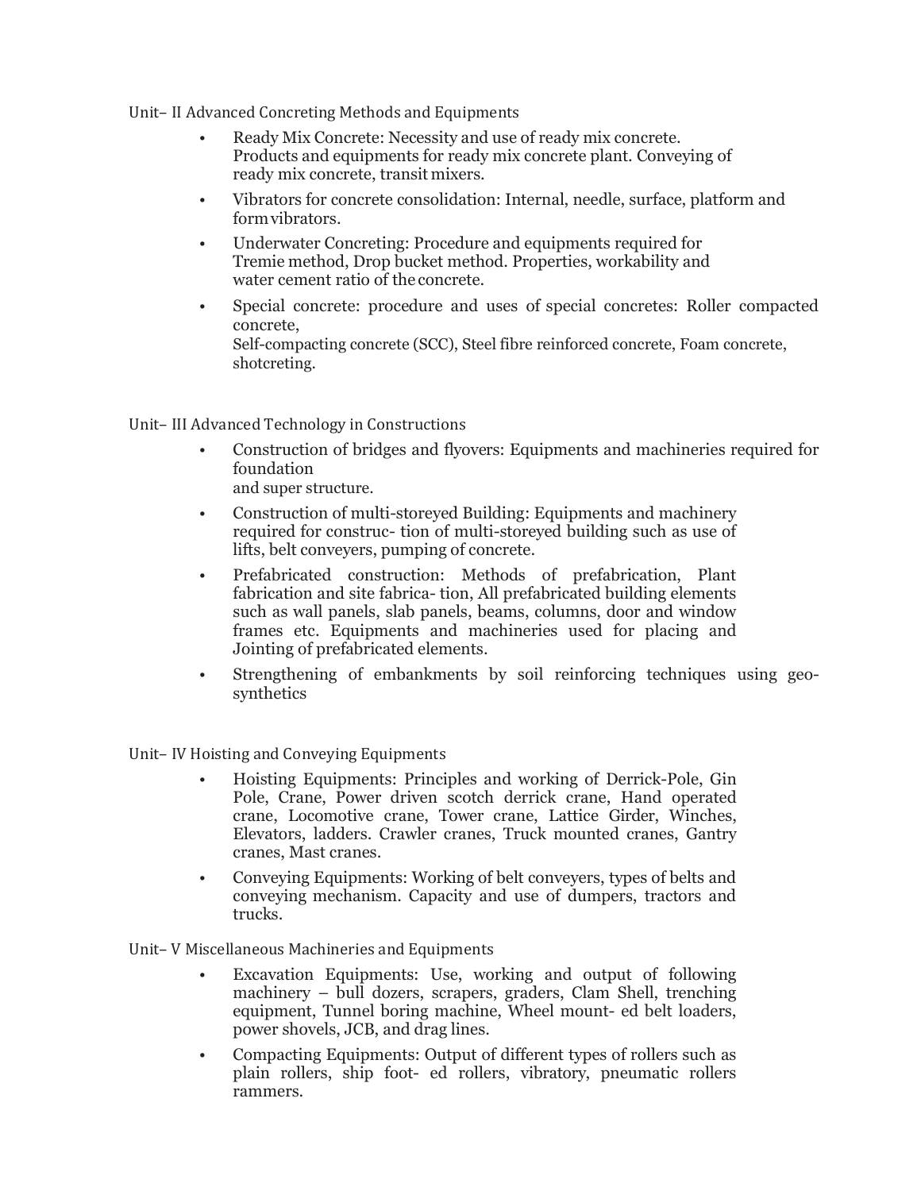## Unit– II Advanced Concreting Methods and Equipments

- Ready Mix Concrete: Necessity and use of ready mix concrete. Products and equipments for ready mix concrete plant. Conveying of ready mix concrete, transit mixers.
- Vibrators for concrete consolidation: Internal, needle, surface, platform and form vibrators.
- Underwater Concreting: Procedure and equipments required for Tremie method, Drop bucket method. Properties, workability and water cement ratio of the concrete.
- Special concrete: procedure and uses of special concretes: Roller compacted concrete,
  Self-compacting concrete (SCC), Steel fibre reinforced concrete, Foam concrete, shotcreting.

## Unit– III Advanced Technology in Constructions

- Construction of bridges and flyovers: Equipments and machineries required for foundation
  and super structure.
- Construction of multi-storeyed Building: Equipments and machinery required for construc- tion of multi-storeyed building such as use of lifts, belt conveyers, pumping of concrete.
- Prefabricated construction: Methods of prefabrication, Plant fabrication and site fabrica- tion, All prefabricated building elements such as wall panels, slab panels, beams, columns, door and window frames etc. Equipments and machineries used for placing and Jointing of prefabricated elements.
- Strengthening of embankments by soil reinforcing techniques using geo-synthetics

## Unit– IV Hoisting and Conveying Equipments

- Hoisting Equipments: Principles and working of Derrick-Pole, Gin Pole, Crane, Power driven scotch derrick crane, Hand operated crane, Locomotive crane, Tower crane, Lattice Girder, Winches, Elevators, ladders. Crawler cranes, Truck mounted cranes, Gantry cranes, Mast cranes.
- Conveying Equipments: Working of belt conveyers, types of belts and conveying mechanism. Capacity and use of dumpers, tractors and trucks.

## Unit– V Miscellaneous Machineries and Equipments

- Excavation Equipments: Use, working and output of following machinery – bull dozers, scrapers, graders, Clam Shell, trenching equipment, Tunnel boring machine, Wheel mount- ed belt loaders, power shovels, JCB, and drag lines.
- Compacting Equipments: Output of different types of rollers such as plain rollers, ship foot- ed rollers, vibratory, pneumatic rollers rammers.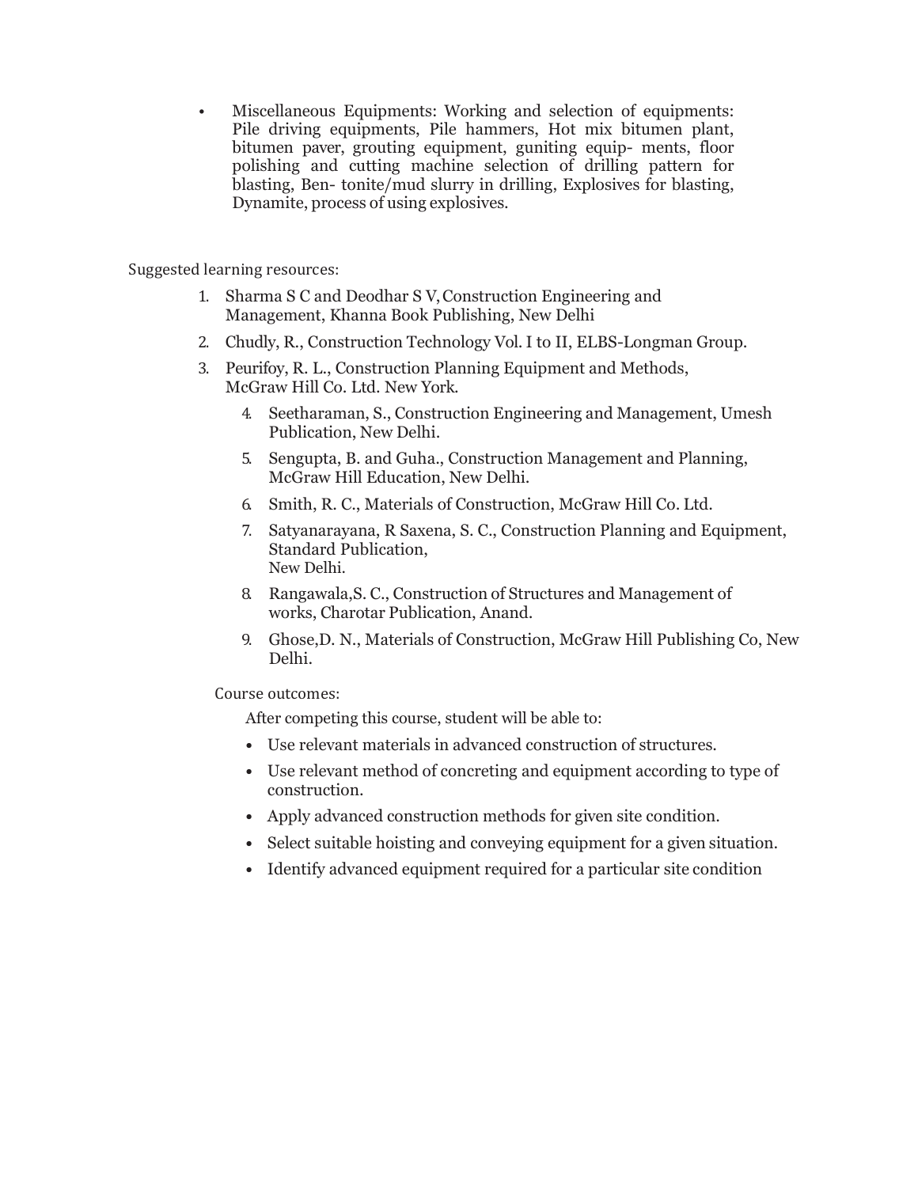- Miscellaneous Equipments: Working and selection of equipments: Pile driving equipments, Pile hammers, Hot mix bitumen plant, bitumen paver, grouting equipment, guniting equip- ments, floor polishing and cutting machine selection of drilling pattern for blasting, Ben- tonite/mud slurry in drilling, Explosives for blasting, Dynamite, process of using explosives.

Suggested learning resources:

1. Sharma S C and Deodhar S V, Construction Engineering and Management, Khanna Book Publishing, New Delhi
2. Chudly, R., Construction Technology Vol. I to II, ELBS-Longman Group.
3. Peurifoy, R. L., Construction Planning Equipment and Methods, McGraw Hill Co. Ltd. New York.
4. Seetharaman, S., Construction Engineering and Management, Umesh Publication, New Delhi.
5. Sengupta, B. and Guha., Construction Management and Planning, McGraw Hill Education, New Delhi.
6. Smith, R. C., Materials of Construction, McGraw Hill Co. Ltd.
7. Satyanarayana, R Saxena, S. C., Construction Planning and Equipment, Standard Publication, New Delhi.
8. Rangawala,S. C., Construction of Structures and Management of works, Charotar Publication, Anand.
9. Ghose,D. N., Materials of Construction, McGraw Hill Publishing Co, New Delhi.

Course outcomes:

After competing this course, student will be able to:

- Use relevant materials in advanced construction of structures.
- Use relevant method of concreting and equipment according to type of construction.
- Apply advanced construction methods for given site condition.
- Select suitable hoisting and conveying equipment for a given situation.
- Identify advanced equipment required for a particular site condition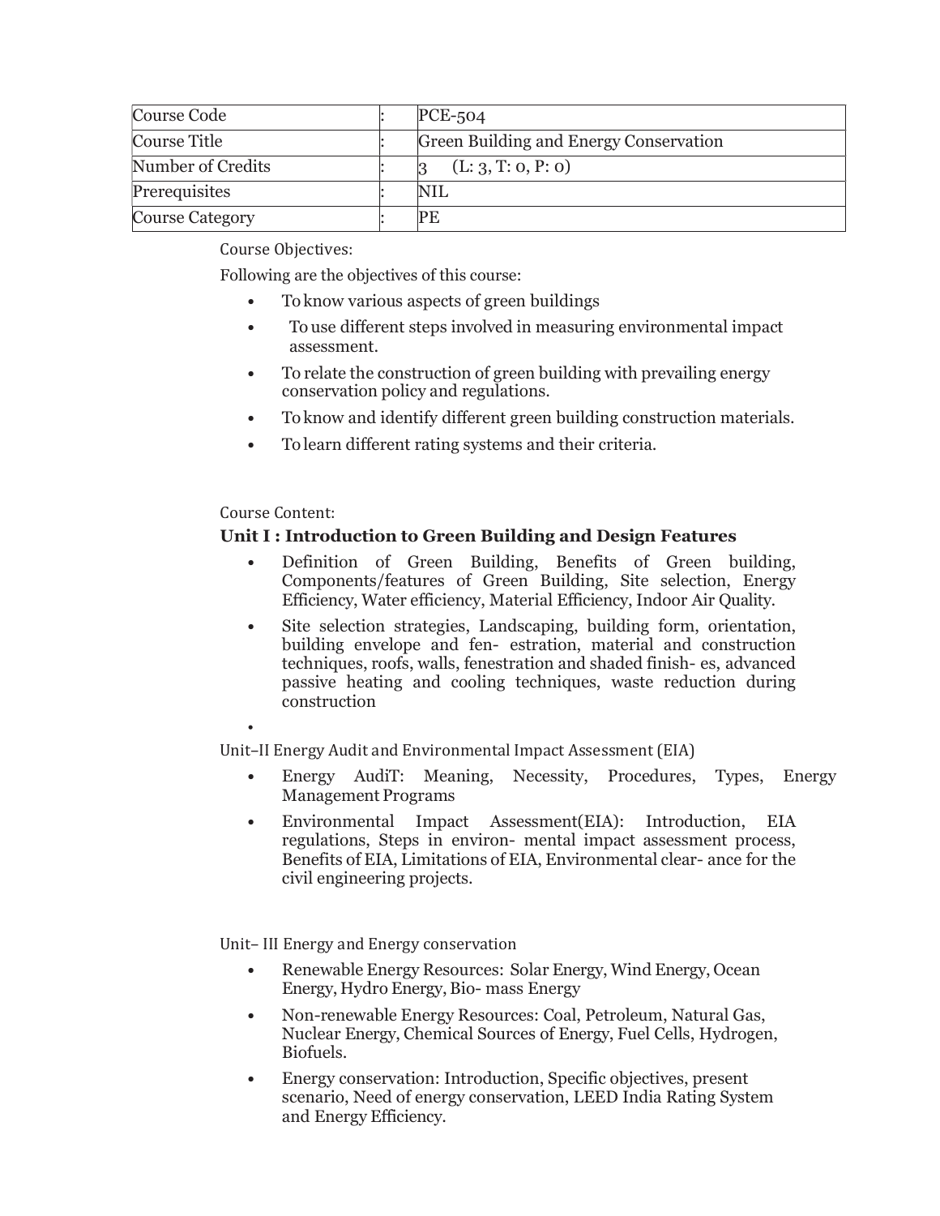| Course Code | : | PCE-504 |
|---|---|---|
| Course Title | : | Green Building and Energy Conservation |
| Number of Credits | : | 3 (L: 3, T: 0, P: 0) |
| Prerequisites | : | NIL |
| Course Category | : | PE |

Course Objectives:

Following are the objectives of this course:

- To know various aspects of green buildings
- To use different steps involved in measuring environmental impact assessment.
- To relate the construction of green building with prevailing energy conservation policy and regulations.
- To know and identify different green building construction materials.
- To learn different rating systems and their criteria.

Course Content:

**Unit I : Introduction to Green Building and Design Features**

- Definition of Green Building, Benefits of Green building, Components/features of Green Building, Site selection, Energy Efficiency, Water efficiency, Material Efficiency, Indoor Air Quality.
- Site selection strategies, Landscaping, building form, orientation, building envelope and fen- estration, material and construction techniques, roofs, walls, fenestration and shaded finish- es, advanced passive heating and cooling techniques, waste reduction during construction

Unit–II Energy Audit and Environmental Impact Assessment (EIA)

- Energy AudiT: Meaning, Necessity, Procedures, Types, Energy Management Programs
- Environmental Impact Assessment(EIA): Introduction, EIA regulations, Steps in environ- mental impact assessment process, Benefits of EIA, Limitations of EIA, Environmental clear- ance for the civil engineering projects.

Unit– III Energy and Energy conservation

- Renewable Energy Resources: Solar Energy, Wind Energy, Ocean Energy, Hydro Energy, Bio- mass Energy
- Non-renewable Energy Resources: Coal, Petroleum, Natural Gas, Nuclear Energy, Chemical Sources of Energy, Fuel Cells, Hydrogen, Biofuels.
- Energy conservation: Introduction, Specific objectives, present scenario, Need of energy conservation, LEED India Rating System and Energy Efficiency.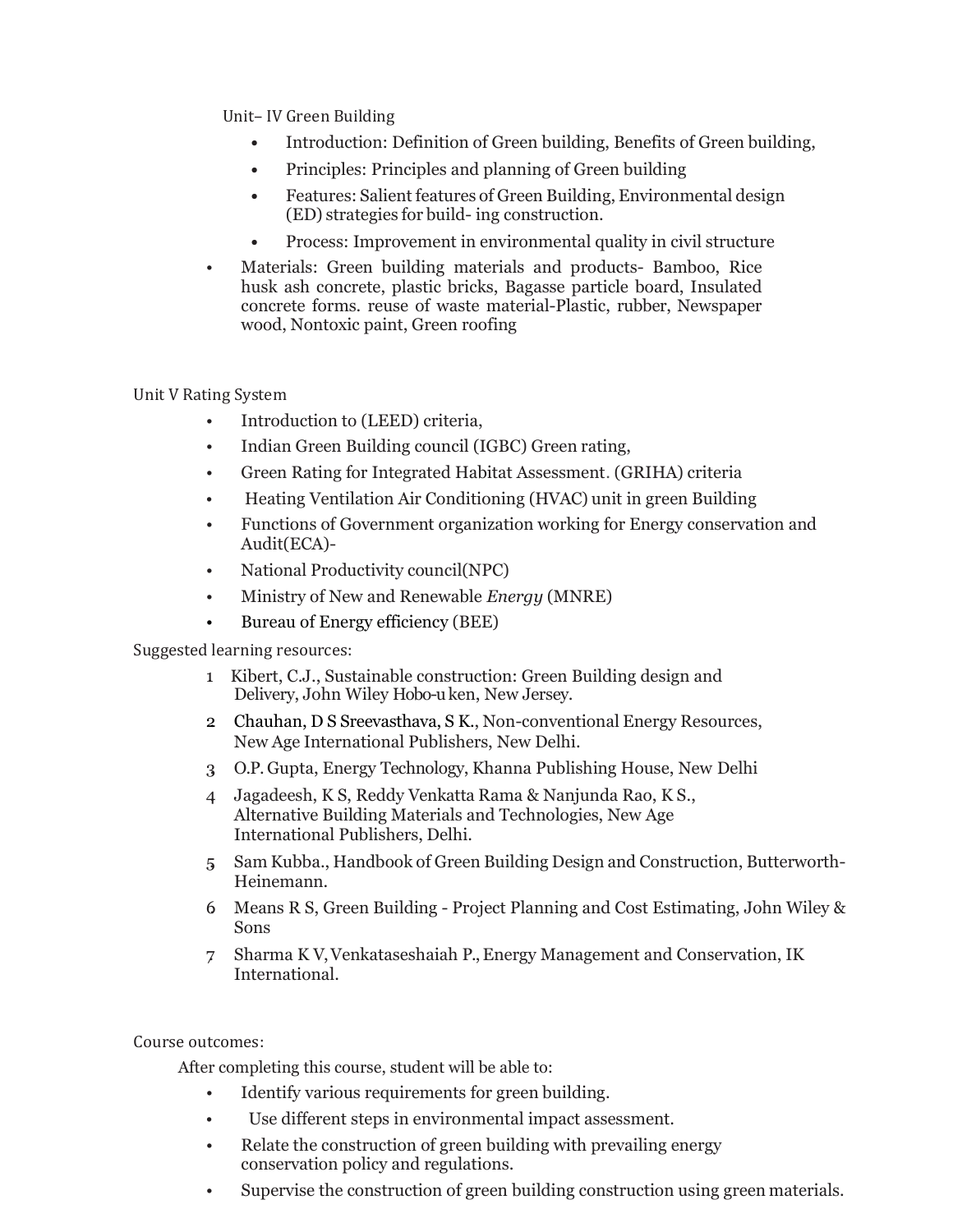## Unit– IV Green Building

- Introduction: Definition of Green building, Benefits of Green building,
- Principles: Principles and planning of Green building
- Features: Salient features of Green Building, Environmental design (ED) strategies for build- ing construction.
- Process: Improvement in environmental quality in civil structure
- Materials: Green building materials and products- Bamboo, Rice husk ash concrete, plastic bricks, Bagasse particle board, Insulated concrete forms. reuse of waste material-Plastic, rubber, Newspaper wood, Nontoxic paint, Green roofing

## Unit V Rating System

- Introduction to (LEED) criteria,
- Indian Green Building council (IGBC) Green rating,
- Green Rating for Integrated Habitat Assessment. (GRIHA) criteria
- Heating Ventilation Air Conditioning (HVAC) unit in green Building
- Functions of Government organization working for Energy conservation and Audit(ECA)-
- National Productivity council(NPC)
- Ministry of New and Renewable *Energy* (MNRE)
- Bureau of Energy efficiency (BEE)

## Suggested learning resources:

1. Kibert, C.J., Sustainable construction: Green Building design and Delivery, John Wiley Hobo-u ken, New Jersey.
2. Chauhan, D S Sreevasthava, S K., Non-conventional Energy Resources, New Age International Publishers, New Delhi.
3. O.P. Gupta, Energy Technology, Khanna Publishing House, New Delhi
4. Jagadeesh, K S, Reddy Venkatta Rama & Nanjunda Rao, K S., Alternative Building Materials and Technologies, New Age International Publishers, Delhi.
5. Sam Kubba., Handbook of Green Building Design and Construction, Butterworth-Heinemann.
6. Means R S, Green Building - Project Planning and Cost Estimating, John Wiley & Sons
7. Sharma K V, Venkataseshaiah P., Energy Management and Conservation, IK International.

## Course outcomes:

After completing this course, student will be able to:

- Identify various requirements for green building.
- Use different steps in environmental impact assessment.
- Relate the construction of green building with prevailing energy conservation policy and regulations.
- Supervise the construction of green building construction using green materials.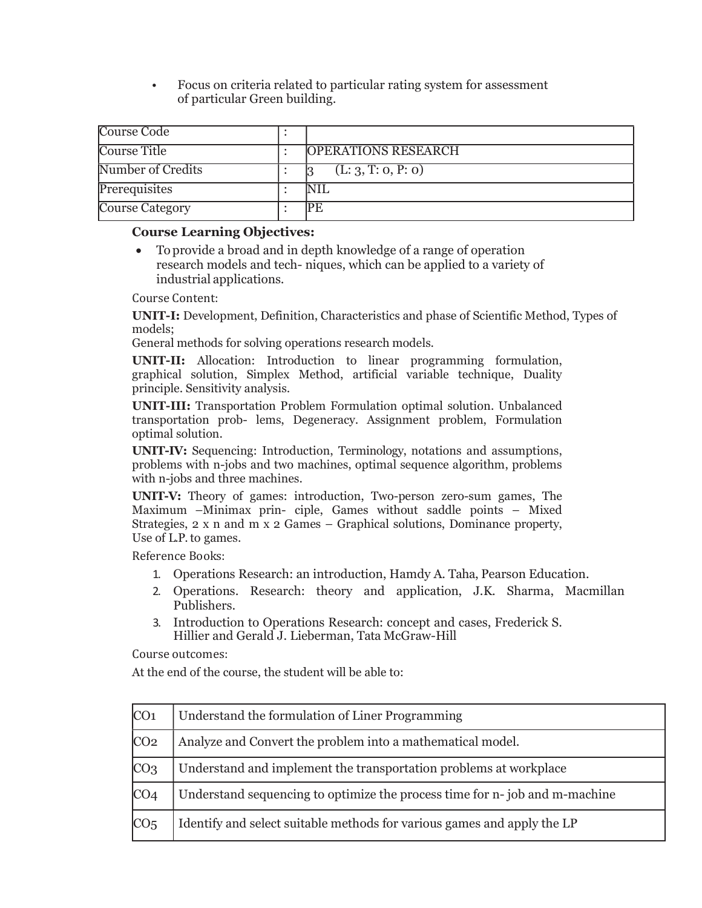- Focus on criteria related to particular rating system for assessment of particular Green building.

| Course Code | : | |
|---|---|---|
| Course Title | : | OPERATIONS RESEARCH |
| Number of Credits | : | 3 (L: 3, T: 0, P: 0) |
| Prerequisites | : | NIL |
| Course Category | : | PE |

**Course Learning Objectives:**

- To provide a broad and in depth knowledge of a range of operation research models and tech- niques, which can be applied to a variety of industrial applications.

Course Content:

**UNIT-I:** Development, Definition, Characteristics and phase of Scientific Method, Types of models;
General methods for solving operations research models.

**UNIT-II:** Allocation: Introduction to linear programming formulation, graphical solution, Simplex Method, artificial variable technique, Duality principle. Sensitivity analysis.

**UNIT-III:** Transportation Problem Formulation optimal solution. Unbalanced transportation prob- lems, Degeneracy. Assignment problem, Formulation optimal solution.

**UNIT-IV:** Sequencing: Introduction, Terminology, notations and assumptions, problems with n-jobs and two machines, optimal sequence algorithm, problems with n-jobs and three machines.

**UNIT-V:** Theory of games: introduction, Two-person zero-sum games, The Maximum –Minimax prin- ciple, Games without saddle points – Mixed Strategies, 2 x n and m x 2 Games – Graphical solutions, Dominance property, Use of L.P. to games.

Reference Books:

1. Operations Research: an introduction, Hamdy A. Taha, Pearson Education.
2. Operations. Research: theory and application, J.K. Sharma, Macmillan Publishers.
3. Introduction to Operations Research: concept and cases, Frederick S. Hillier and Gerald J. Lieberman, Tata McGraw-Hill

Course outcomes:

At the end of the course, the student will be able to:

| | |
|---|---|
| CO1 | Understand the formulation of Liner Programming |
| CO2 | Analyze and Convert the problem into a mathematical model. |
| CO3 | Understand and implement the transportation problems at workplace |
| CO4 | Understand sequencing to optimize the process time for n- job and m-machine |
| CO5 | Identify and select suitable methods for various games and apply the LP |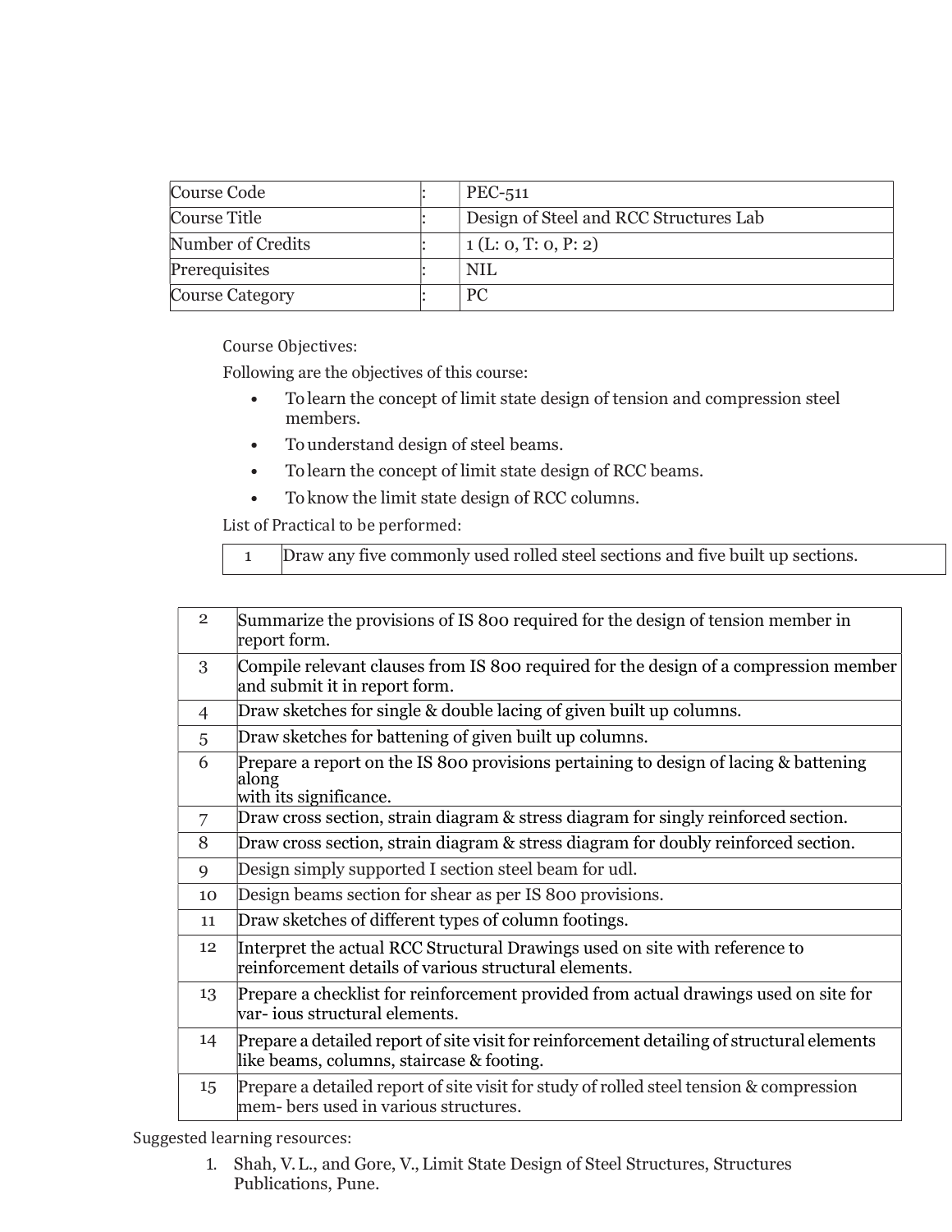| Course Code | : | PEC-511 |
|---|---|---|
| Course Title | : | Design of Steel and RCC Structures Lab |
| Number of Credits | : | 1 (L: 0, T: 0, P: 2) |
| Prerequisites | : | NIL |
| Course Category | : | PC |

Course Objectives:

Following are the objectives of this course:

- To learn the concept of limit state design of tension and compression steel members.
- To understand design of steel beams.
- To learn the concept of limit state design of RCC beams.
- To know the limit state design of RCC columns.

List of Practical to be performed:

| | |
|---|---|
| 1 | Draw any five commonly used rolled steel sections and five built up sections. |
| 2 | Summarize the provisions of IS 800 required for the design of tension member in report form. |
| 3 | Compile relevant clauses from IS 800 required for the design of a compression member and submit it in report form. |
| 4 | Draw sketches for single & double lacing of given built up columns. |
| 5 | Draw sketches for battening of given built up columns. |
| 6 | Prepare a report on the IS 800 provisions pertaining to design of lacing & battening along with its significance. |
| 7 | Draw cross section, strain diagram & stress diagram for singly reinforced section. |
| 8 | Draw cross section, strain diagram & stress diagram for doubly reinforced section. |
| 9 | Design simply supported I section steel beam for udl. |
| 10 | Design beams section for shear as per IS 800 provisions. |
| 11 | Draw sketches of different types of column footings. |
| 12 | Interpret the actual RCC Structural Drawings used on site with reference to reinforcement details of various structural elements. |
| 13 | Prepare a checklist for reinforcement provided from actual drawings used on site for var- ious structural elements. |
| 14 | Prepare a detailed report of site visit for reinforcement detailing of structural elements like beams, columns, staircase & footing. |
| 15 | Prepare a detailed report of site visit for study of rolled steel tension & compression mem- bers used in various structures. |

Suggested learning resources:

1. Shah, V. L., and Gore, V., Limit State Design of Steel Structures, Structures Publications, Pune.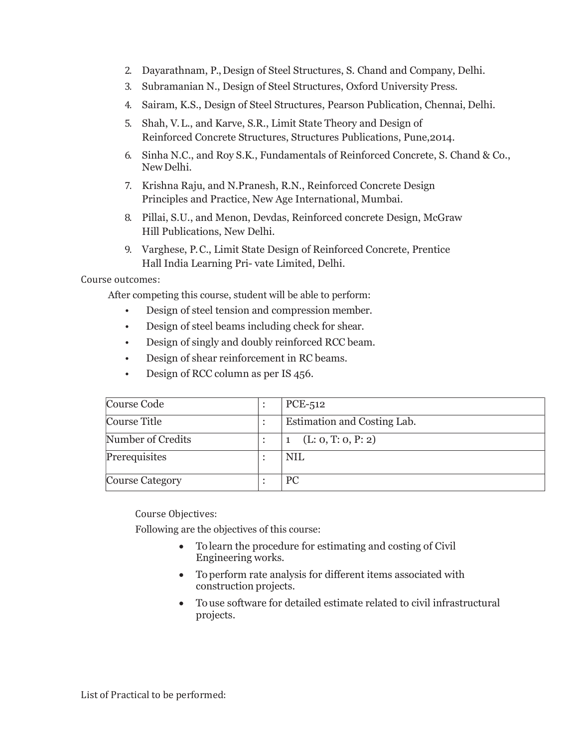2. Dayarathnam, P., Design of Steel Structures, S. Chand and Company, Delhi.
3. Subramanian N., Design of Steel Structures, Oxford University Press.
4. Sairam, K.S., Design of Steel Structures, Pearson Publication, Chennai, Delhi.
5. Shah, V. L., and Karve, S.R., Limit State Theory and Design of Reinforced Concrete Structures, Structures Publications, Pune,2014.
6. Sinha N.C., and Roy S.K., Fundamentals of Reinforced Concrete, S. Chand & Co., New Delhi.
7. Krishna Raju, and N.Pranesh, R.N., Reinforced Concrete Design Principles and Practice, New Age International, Mumbai.
8. Pillai, S.U., and Menon, Devdas, Reinforced concrete Design, McGraw Hill Publications, New Delhi.
9. Varghese, P.C., Limit State Design of Reinforced Concrete, Prentice Hall India Learning Pri- vate Limited, Delhi.

Course outcomes:

After competing this course, student will be able to perform:

- Design of steel tension and compression member.
- Design of steel beams including check for shear.
- Design of singly and doubly reinforced RCC beam.
- Design of shear reinforcement in RC beams.
- Design of RCC column as per IS 456.

| Course Code | : | PCE-512 |
|---|---|---|
| Course Title | : | Estimation and Costing Lab. |
| Number of Credits | : | 1 (L: 0, T: 0, P: 2) |
| Prerequisites | : | NIL |
| Course Category | : | PC |

Course Objectives:

Following are the objectives of this course:

- To learn the procedure for estimating and costing of Civil Engineering works.
- To perform rate analysis for different items associated with construction projects.
- To use software for detailed estimate related to civil infrastructural projects.

List of Practical to be performed: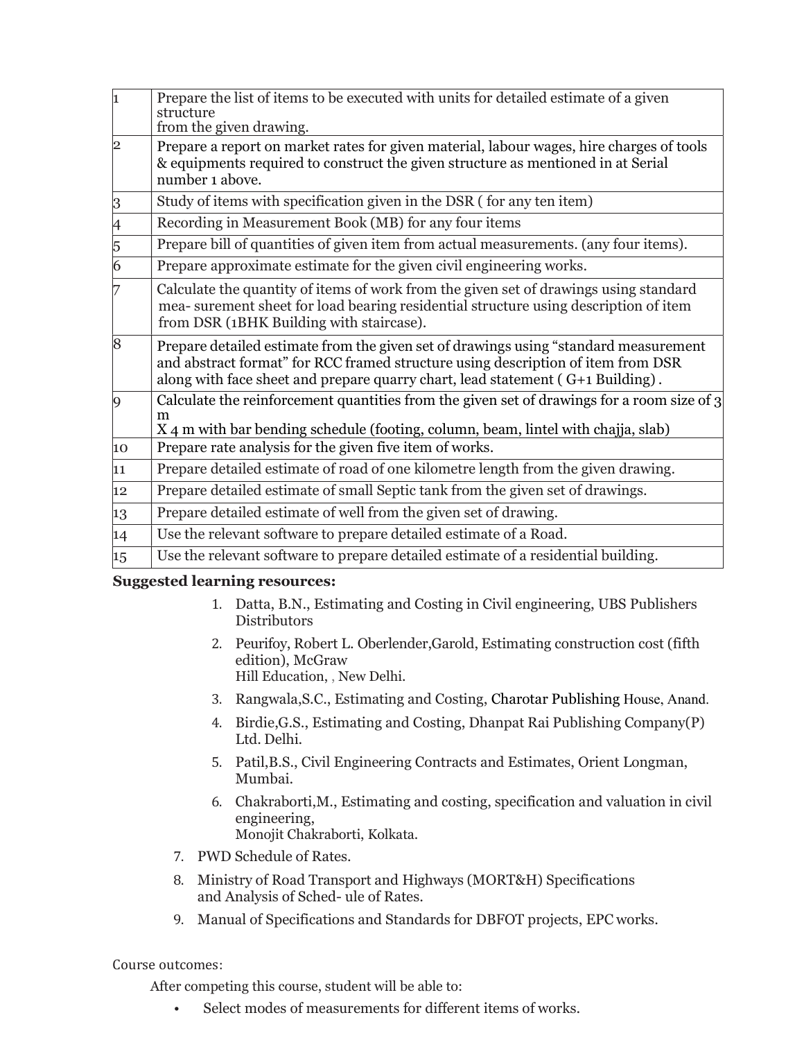| | |
|---|---|
| 1 | Prepare the list of items to be executed with units for detailed estimate of a given structure from the given drawing. |
| 2 | Prepare a report on market rates for given material, labour wages, hire charges of tools & equipments required to construct the given structure as mentioned in at Serial number 1 above. |
| 3 | Study of items with specification given in the DSR ( for any ten item) |
| 4 | Recording in Measurement Book (MB) for any four items |
| 5 | Prepare bill of quantities of given item from actual measurements. (any four items). |
| 6 | Prepare approximate estimate for the given civil engineering works. |
| 7 | Calculate the quantity of items of work from the given set of drawings using standard mea- surement sheet for load bearing residential structure using description of item from DSR (1BHK Building with staircase). |
| 8 | Prepare detailed estimate from the given set of drawings using "standard measurement and abstract format" for RCC framed structure using description of item from DSR along with face sheet and prepare quarry chart, lead statement ( G+1 Building) . |
| 9 | Calculate the reinforcement quantities from the given set of drawings for a room size of 3 m X 4 m with bar bending schedule (footing, column, beam, lintel with chajja, slab) |
| 10 | Prepare rate analysis for the given five item of works. |
| 11 | Prepare detailed estimate of road of one kilometre length from the given drawing. |
| 12 | Prepare detailed estimate of small Septic tank from the given set of drawings. |
| 13 | Prepare detailed estimate of well from the given set of drawing. |
| 14 | Use the relevant software to prepare detailed estimate of a Road. |
| 15 | Use the relevant software to prepare detailed estimate of a residential building. |

**Suggested learning resources:**

1. Datta, B.N., Estimating and Costing in Civil engineering, UBS Publishers Distributors
2. Peurifoy, Robert L. Oberlender,Garold, Estimating construction cost (fifth edition), McGraw Hill Education, , New Delhi.
3. Rangwala,S.C., Estimating and Costing, Charotar Publishing House, Anand.
4. Birdie,G.S., Estimating and Costing, Dhanpat Rai Publishing Company(P) Ltd. Delhi.
5. Patil,B.S., Civil Engineering Contracts and Estimates, Orient Longman, Mumbai.
6. Chakraborti,M., Estimating and costing, specification and valuation in civil engineering, Monojit Chakraborti, Kolkata.
7. PWD Schedule of Rates.
8. Ministry of Road Transport and Highways (MORT&H) Specifications and Analysis of Sched- ule of Rates.
9. Manual of Specifications and Standards for DBFOT projects, EPC works.

Course outcomes:

After competing this course, student will be able to:

- Select modes of measurements for different items of works.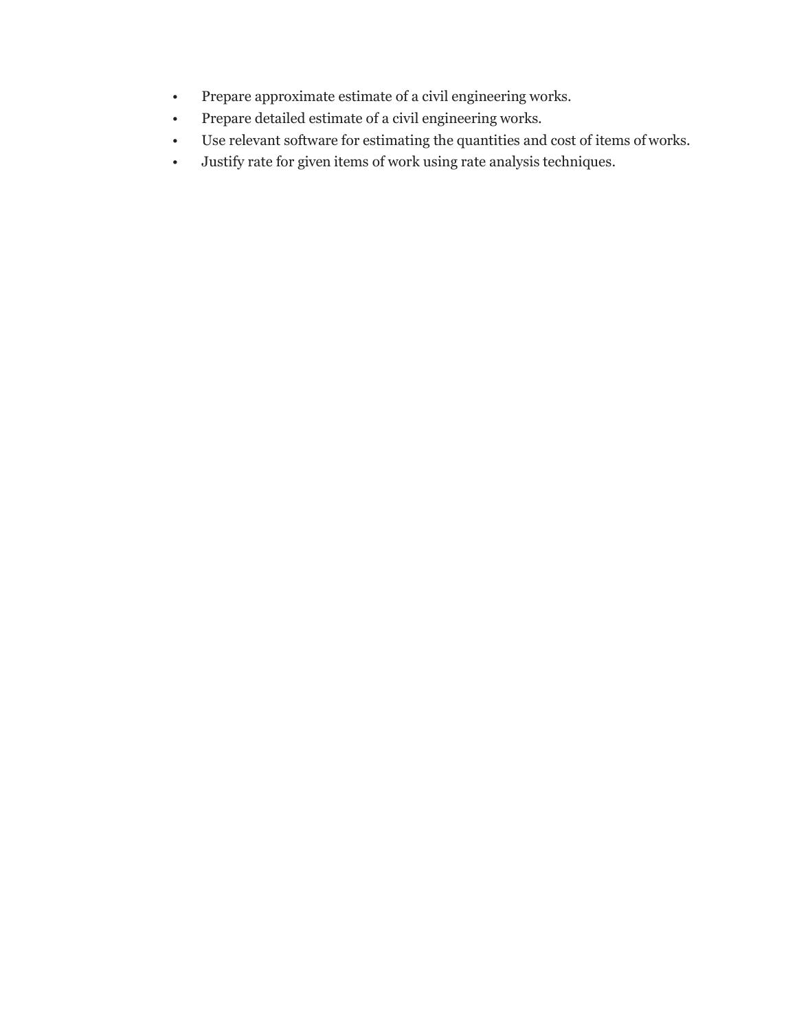- Prepare approximate estimate of a civil engineering works.
- Prepare detailed estimate of a civil engineering works.
- Use relevant software for estimating the quantities and cost of items of works.
- Justify rate for given items of work using rate analysis techniques.